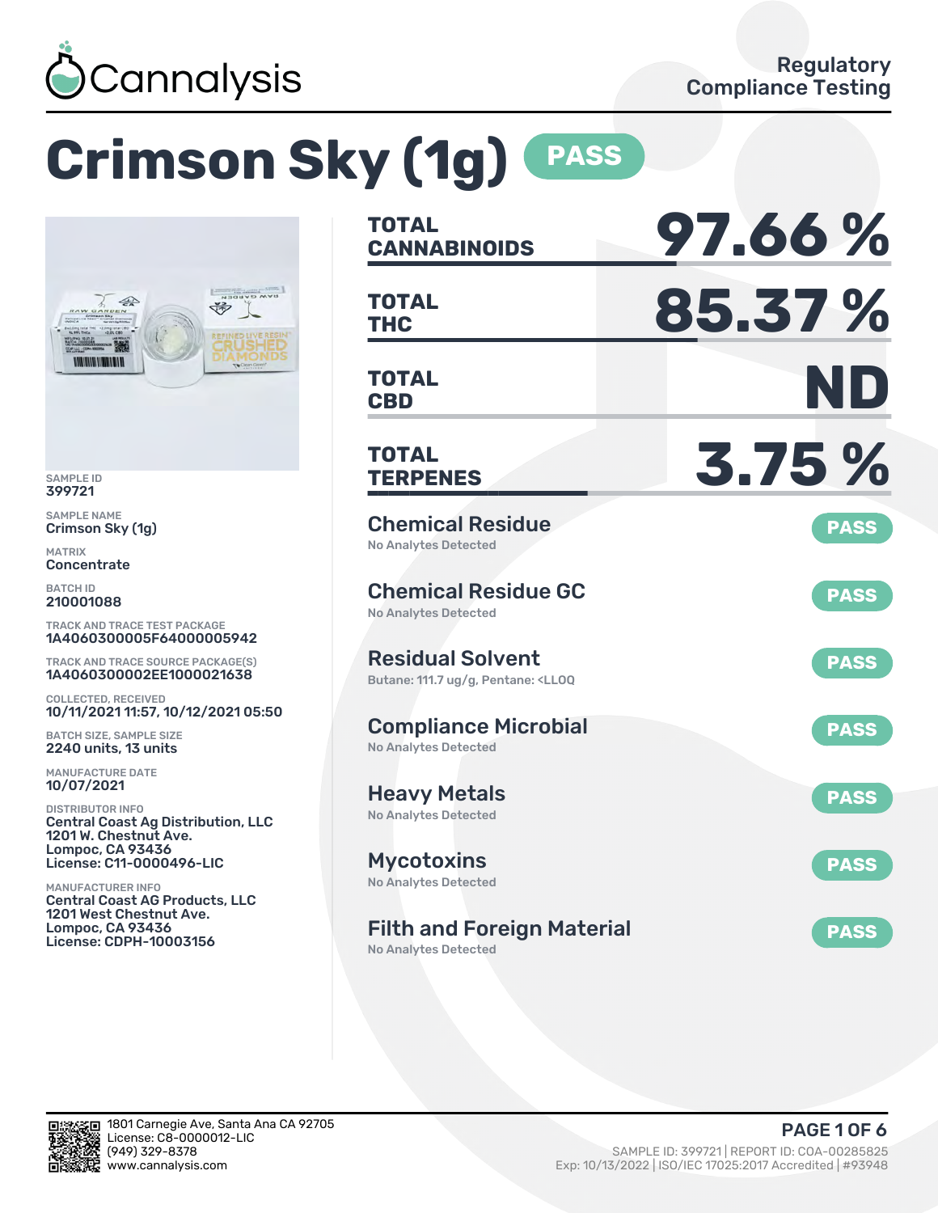Cannalysis

Regulatory Compliance Testing

# Crimson Sky (1g) PASS

SAMPLE ID
399721

SAMPLE NAME
Crimson Sky (1g)

MATRIX
Concentrate

BATCH ID
210001088

TRACK AND TRACE TEST PACKAGE
1A4060300005F64000005942

TRACK AND TRACE SOURCE PACKAGE(S)
1A4060300002EE1000021638

COLLECTED, RECEIVED
10/11/2021 11:57, 10/12/2021 05:50

BATCH SIZE, SAMPLE SIZE
2240 units, 13 units

MANUFACTURE DATE
10/07/2021

DISTRIBUTOR INFO
Central Coast Ag Distribution, LLC
1201 W. Chestnut Ave.
Lompoc, CA 93436
License: C11-0000496-LIC

MANUFACTURER INFO
Central Coast AG Products, LLC
1201 West Chestnut Ave.
Lompoc, CA 93436
License: CDPH-10003156

**TOTAL CANNABINOIDS** 97.66 %

**TOTAL THC** 85.37 %

**TOTAL CBD** ND

**TOTAL TERPENES** 3.75 %

## Chemical Residue — PASS
No Analytes Detected

## Chemical Residue GC — PASS
No Analytes Detected

## Residual Solvent — PASS
Butane: 111.7 ug/g, Pentane: <LLOQ

## Compliance Microbial — PASS
No Analytes Detected

## Heavy Metals — PASS
No Analytes Detected

## Mycotoxins — PASS
No Analytes Detected

## Filth and Foreign Material — PASS
No Analytes Detected

1801 Carnegie Ave, Santa Ana CA 92705
License: C8-0000012-LIC
(949) 329-8378
www.cannalysis.com

SAMPLE ID: 399721 | REPORT ID: COA-00285825
Exp: 10/13/2022 | ISO/IEC 17025:2017 Accredited | #93948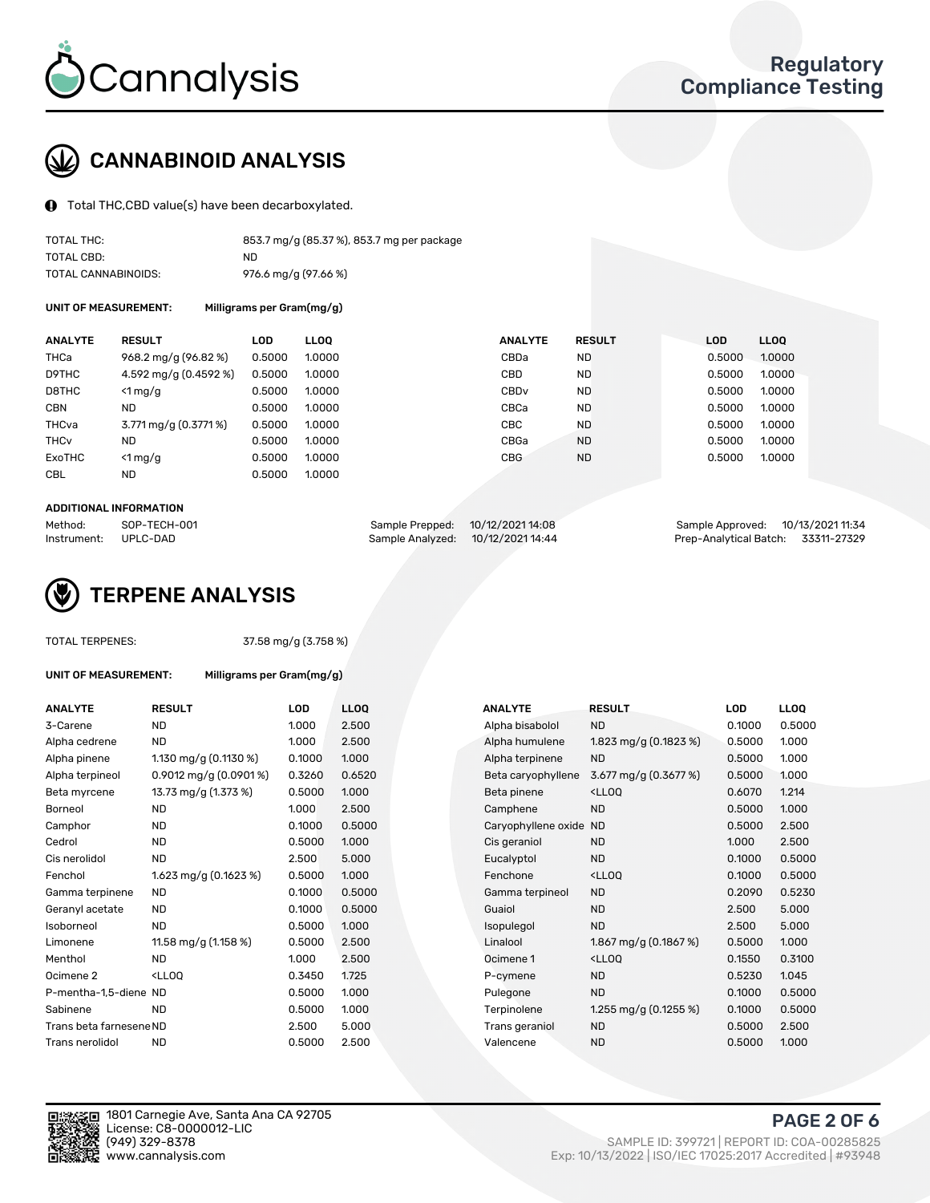Cannalysis

Regulatory Compliance Testing

## CANNABINOID ANALYSIS

Total THC,CBD value(s) have been decarboxylated.

| | |
|---|---|
| TOTAL THC: | 853.7 mg/g (85.37 %), 853.7 mg per package |
| TOTAL CBD: | ND |
| TOTAL CANNABINOIDS: | 976.6 mg/g (97.66 %) |

**UNIT OF MEASUREMENT:** Milligrams per Gram(mg/g)

| ANALYTE | RESULT | LOD | LLOQ | ANALYTE | RESULT | LOD | LLOQ |
|---|---|---|---|---|---|---|---|
| THCa | 968.2 mg/g (96.82 %) | 0.5000 | 1.0000 | CBDa | ND | 0.5000 | 1.0000 |
| D9THC | 4.592 mg/g (0.4592 %) | 0.5000 | 1.0000 | CBD | ND | 0.5000 | 1.0000 |
| D8THC | <1 mg/g | 0.5000 | 1.0000 | CBDv | ND | 0.5000 | 1.0000 |
| CBN | ND | 0.5000 | 1.0000 | CBCa | ND | 0.5000 | 1.0000 |
| THCva | 3.771 mg/g (0.3771 %) | 0.5000 | 1.0000 | CBC | ND | 0.5000 | 1.0000 |
| THCv | ND | 0.5000 | 1.0000 | CBGa | ND | 0.5000 | 1.0000 |
| ExoTHC | <1 mg/g | 0.5000 | 1.0000 | CBG | ND | 0.5000 | 1.0000 |
| CBL | ND | 0.5000 | 1.0000 | | | | |

**ADDITIONAL INFORMATION**

| | | | | | |
|---|---|---|---|---|---|
| Method: | SOP-TECH-001 | Sample Prepped: | 10/12/2021 14:08 | Sample Approved: | 10/13/2021 11:34 |
| Instrument: | UPLC-DAD | Sample Analyzed: | 10/12/2021 14:44 | Prep-Analytical Batch: | 33311-27329 |

## TERPENE ANALYSIS

TOTAL TERPENES: 37.58 mg/g (3.758 %)

**UNIT OF MEASUREMENT:** Milligrams per Gram(mg/g)

| ANALYTE | RESULT | LOD | LLOQ | ANALYTE | RESULT | LOD | LLOQ |
|---|---|---|---|---|---|---|---|
| 3-Carene | ND | 1.000 | 2.500 | Alpha bisabolol | ND | 0.1000 | 0.5000 |
| Alpha cedrene | ND | 1.000 | 2.500 | Alpha humulene | 1.823 mg/g (0.1823 %) | 0.5000 | 1.000 |
| Alpha pinene | 1.130 mg/g (0.1130 %) | 0.1000 | 1.000 | Alpha terpinene | ND | 0.5000 | 1.000 |
| Alpha terpineol | 0.9012 mg/g (0.0901 %) | 0.3260 | 0.6520 | Beta caryophyllene | 3.677 mg/g (0.3677 %) | 0.5000 | 1.000 |
| Beta myrcene | 13.73 mg/g (1.373 %) | 0.5000 | 1.000 | Beta pinene | <LLOQ | 0.6070 | 1.214 |
| Borneol | ND | 1.000 | 2.500 | Camphene | ND | 0.5000 | 1.000 |
| Camphor | ND | 0.1000 | 0.5000 | Caryophyllene oxide | ND | 0.5000 | 2.500 |
| Cedrol | ND | 0.5000 | 1.000 | Cis geraniol | ND | 1.000 | 2.500 |
| Cis nerolidol | ND | 2.500 | 5.000 | Eucalyptol | ND | 0.1000 | 0.5000 |
| Fenchol | 1.623 mg/g (0.1623 %) | 0.5000 | 1.000 | Fenchone | <LLOQ | 0.1000 | 0.5000 |
| Gamma terpinene | ND | 0.1000 | 0.5000 | Gamma terpineol | ND | 0.2090 | 0.5230 |
| Geranyl acetate | ND | 0.1000 | 0.5000 | Guaiol | ND | 2.500 | 5.000 |
| Isoborneol | ND | 0.5000 | 1.000 | Isopulegol | ND | 2.500 | 5.000 |
| Limonene | 11.58 mg/g (1.158 %) | 0.5000 | 2.500 | Linalool | 1.867 mg/g (0.1867 %) | 0.5000 | 1.000 |
| Menthol | ND | 1.000 | 2.500 | Ocimene 1 | <LLOQ | 0.1550 | 0.3100 |
| Ocimene 2 | <LLOQ | 0.3450 | 1.725 | P-cymene | ND | 0.5230 | 1.045 |
| P-mentha-1,5-diene | ND | 0.5000 | 1.000 | Pulegone | ND | 0.1000 | 0.5000 |
| Sabinene | ND | 0.5000 | 1.000 | Terpinolene | 1.255 mg/g (0.1255 %) | 0.1000 | 0.5000 |
| Trans beta farnesene | ND | 2.500 | 5.000 | Trans geraniol | ND | 0.5000 | 2.500 |
| Trans nerolidol | ND | 0.5000 | 2.500 | Valencene | ND | 0.5000 | 1.000 |

1801 Carnegie Ave, Santa Ana CA 92705
License: C8-0000012-LIC
(949) 329-8378
www.cannalysis.com

SAMPLE ID: 399721 | REPORT ID: COA-00285825
Exp: 10/13/2022 | ISO/IEC 17025:2017 Accredited | #93948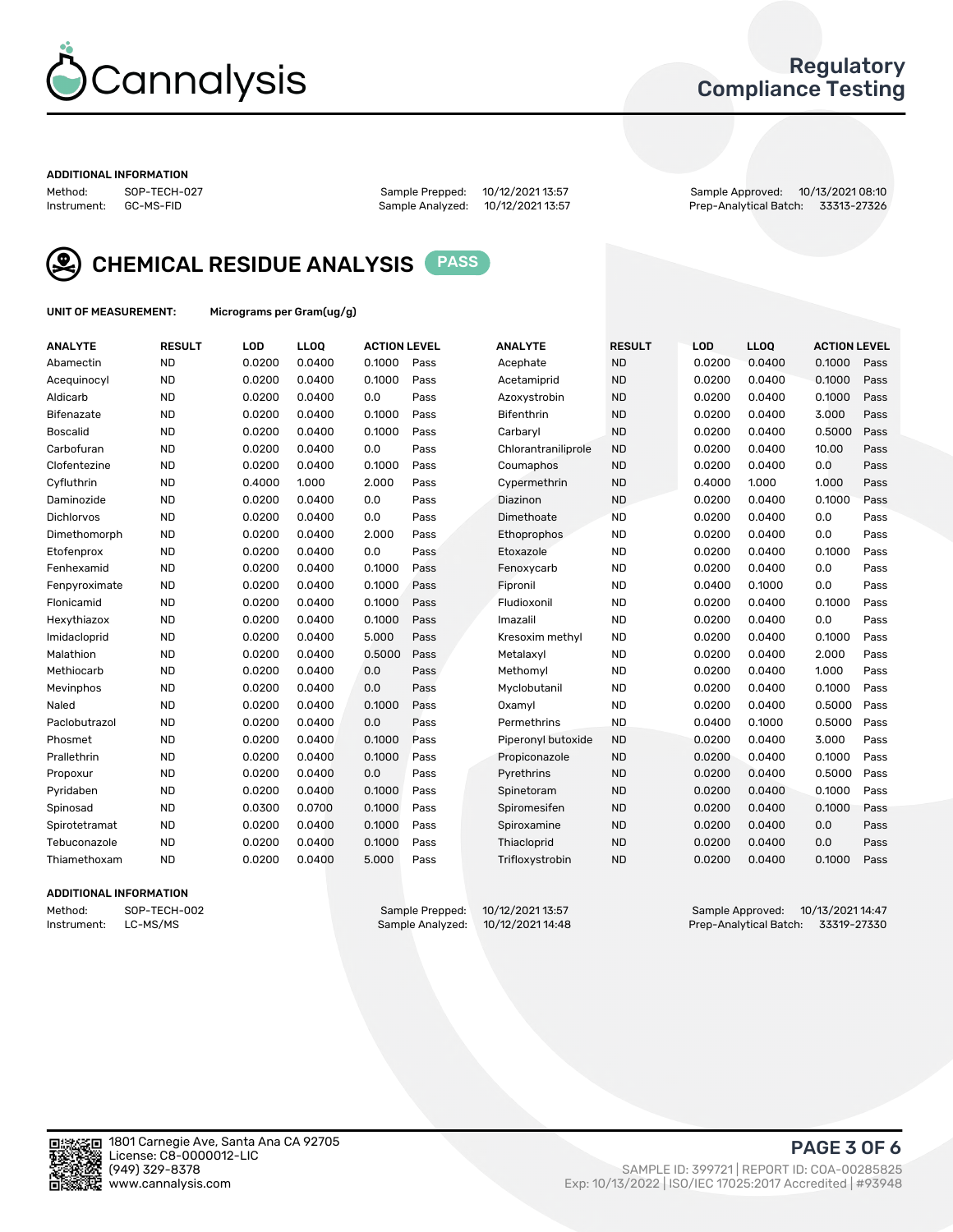Regulatory Compliance Testing

### ADDITIONAL INFORMATION

Method: SOP-TECH-027
Instrument: GC-MS-FID

Sample Prepped: 10/12/2021 13:57
Sample Analyzed: 10/12/2021 13:57

Sample Approved: 10/13/2021 08:10
Prep-Analytical Batch: 33313-27326

## CHEMICAL RESIDUE ANALYSIS PASS

**UNIT OF MEASUREMENT:** Micrograms per Gram(ug/g)

| ANALYTE | RESULT | LOD | LLOQ | ACTION LEVEL | | ANALYTE | RESULT | LOD | LLOQ | ACTION LEVEL | |
|---|---|---|---|---|---|---|---|---|---|---|---|
| Abamectin | ND | 0.0200 | 0.0400 | 0.1000 | Pass | Acephate | ND | 0.0200 | 0.0400 | 0.1000 | Pass |
| Acequinocyl | ND | 0.0200 | 0.0400 | 0.1000 | Pass | Acetamiprid | ND | 0.0200 | 0.0400 | 0.1000 | Pass |
| Aldicarb | ND | 0.0200 | 0.0400 | 0.0 | Pass | Azoxystrobin | ND | 0.0200 | 0.0400 | 0.1000 | Pass |
| Bifenazate | ND | 0.0200 | 0.0400 | 0.1000 | Pass | Bifenthrin | ND | 0.0200 | 0.0400 | 3.000 | Pass |
| Boscalid | ND | 0.0200 | 0.0400 | 0.1000 | Pass | Carbaryl | ND | 0.0200 | 0.0400 | 0.5000 | Pass |
| Carbofuran | ND | 0.0200 | 0.0400 | 0.0 | Pass | Chlorantraniliprole | ND | 0.0200 | 0.0400 | 10.00 | Pass |
| Clofentezine | ND | 0.0200 | 0.0400 | 0.1000 | Pass | Coumaphos | ND | 0.0200 | 0.0400 | 0.0 | Pass |
| Cyfluthrin | ND | 0.4000 | 1.000 | 2.000 | Pass | Cypermethrin | ND | 0.4000 | 1.000 | 1.000 | Pass |
| Daminozide | ND | 0.0200 | 0.0400 | 0.0 | Pass | Diazinon | ND | 0.0200 | 0.0400 | 0.1000 | Pass |
| Dichlorvos | ND | 0.0200 | 0.0400 | 0.0 | Pass | Dimethoate | ND | 0.0200 | 0.0400 | 0.0 | Pass |
| Dimethomorph | ND | 0.0200 | 0.0400 | 2.000 | Pass | Ethoprophos | ND | 0.0200 | 0.0400 | 0.0 | Pass |
| Etofenprox | ND | 0.0200 | 0.0400 | 0.0 | Pass | Etoxazole | ND | 0.0200 | 0.0400 | 0.1000 | Pass |
| Fenhexamid | ND | 0.0200 | 0.0400 | 0.1000 | Pass | Fenoxycarb | ND | 0.0200 | 0.0400 | 0.0 | Pass |
| Fenpyroximate | ND | 0.0200 | 0.0400 | 0.1000 | Pass | Fipronil | ND | 0.0400 | 0.1000 | 0.0 | Pass |
| Flonicamid | ND | 0.0200 | 0.0400 | 0.1000 | Pass | Fludioxonil | ND | 0.0200 | 0.0400 | 0.1000 | Pass |
| Hexythiazox | ND | 0.0200 | 0.0400 | 0.1000 | Pass | Imazalil | ND | 0.0200 | 0.0400 | 0.0 | Pass |
| Imidacloprid | ND | 0.0200 | 0.0400 | 5.000 | Pass | Kresoxim methyl | ND | 0.0200 | 0.0400 | 0.1000 | Pass |
| Malathion | ND | 0.0200 | 0.0400 | 0.5000 | Pass | Metalaxyl | ND | 0.0200 | 0.0400 | 2.000 | Pass |
| Methiocarb | ND | 0.0200 | 0.0400 | 0.0 | Pass | Methomyl | ND | 0.0200 | 0.0400 | 1.000 | Pass |
| Mevinphos | ND | 0.0200 | 0.0400 | 0.0 | Pass | Myclobutanil | ND | 0.0200 | 0.0400 | 0.1000 | Pass |
| Naled | ND | 0.0200 | 0.0400 | 0.1000 | Pass | Oxamyl | ND | 0.0200 | 0.0400 | 0.5000 | Pass |
| Paclobutrazol | ND | 0.0200 | 0.0400 | 0.0 | Pass | Permethrins | ND | 0.0400 | 0.1000 | 0.5000 | Pass |
| Phosmet | ND | 0.0200 | 0.0400 | 0.1000 | Pass | Piperonyl butoxide | ND | 0.0200 | 0.0400 | 3.000 | Pass |
| Prallethrin | ND | 0.0200 | 0.0400 | 0.1000 | Pass | Propiconazole | ND | 0.0200 | 0.0400 | 0.1000 | Pass |
| Propoxur | ND | 0.0200 | 0.0400 | 0.0 | Pass | Pyrethrins | ND | 0.0200 | 0.0400 | 0.5000 | Pass |
| Pyridaben | ND | 0.0200 | 0.0400 | 0.1000 | Pass | Spinetoram | ND | 0.0200 | 0.0400 | 0.1000 | Pass |
| Spinosad | ND | 0.0300 | 0.0700 | 0.1000 | Pass | Spiromesifen | ND | 0.0200 | 0.0400 | 0.1000 | Pass |
| Spirotetramat | ND | 0.0200 | 0.0400 | 0.1000 | Pass | Spiroxamine | ND | 0.0200 | 0.0400 | 0.0 | Pass |
| Tebuconazole | ND | 0.0200 | 0.0400 | 0.1000 | Pass | Thiacloprid | ND | 0.0200 | 0.0400 | 0.0 | Pass |
| Thiamethoxam | ND | 0.0200 | 0.0400 | 5.000 | Pass | Trifloxystrobin | ND | 0.0200 | 0.0400 | 0.1000 | Pass |

### ADDITIONAL INFORMATION

Method: SOP-TECH-002
Instrument: LC-MS/MS

Sample Prepped: 10/12/2021 13:57
Sample Analyzed: 10/12/2021 14:48

Sample Approved: 10/13/2021 14:47
Prep-Analytical Batch: 33319-27330

1801 Carnegie Ave, Santa Ana CA 92705
License: C8-0000012-LIC
(949) 329-8378
www.cannalysis.com

SAMPLE ID: 399721 | REPORT ID: COA-00285825
Exp: 10/13/2022 | ISO/IEC 17025:2017 Accredited | #93948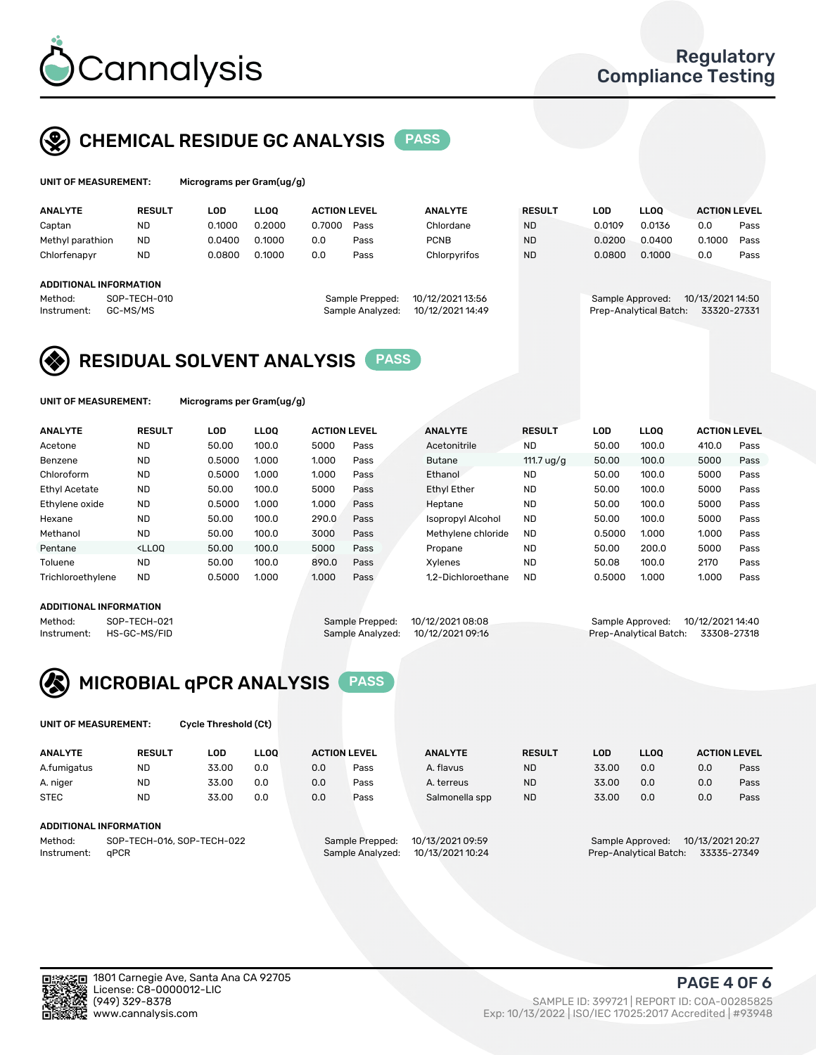# Cannalysis

**Regulatory Compliance Testing**

## CHEMICAL RESIDUE GC ANALYSIS — PASS

**UNIT OF MEASUREMENT:** Micrograms per Gram(ug/g)

| ANALYTE | RESULT | LOD | LLOQ | ACTION LEVEL | | ANALYTE | RESULT | LOD | LLOQ | ACTION LEVEL | |
|---|---|---|---|---|---|---|---|---|---|---|---|
| Captan | ND | 0.1000 | 0.2000 | 0.7000 | Pass | Chlordane | ND | 0.0109 | 0.0136 | 0.0 | Pass |
| Methyl parathion | ND | 0.0400 | 0.1000 | 0.0 | Pass | PCNB | ND | 0.0200 | 0.0400 | 0.1000 | Pass |
| Chlorfenapyr | ND | 0.0800 | 0.1000 | 0.0 | Pass | Chlorpyrifos | ND | 0.0800 | 0.1000 | 0.0 | Pass |

**ADDITIONAL INFORMATION**

Method: SOP-TECH-010
Instrument: GC-MS/MS
Sample Prepped: 10/12/2021 13:56
Sample Analyzed: 10/12/2021 14:49
Sample Approved: 10/13/2021 14:50
Prep-Analytical Batch: 33320-27331

## RESIDUAL SOLVENT ANALYSIS — PASS

**UNIT OF MEASUREMENT:** Micrograms per Gram(ug/g)

| ANALYTE | RESULT | LOD | LLOQ | ACTION LEVEL | | ANALYTE | RESULT | LOD | LLOQ | ACTION LEVEL | |
|---|---|---|---|---|---|---|---|---|---|---|---|
| Acetone | ND | 50.00 | 100.0 | 5000 | Pass | Acetonitrile | ND | 50.00 | 100.0 | 410.0 | Pass |
| Benzene | ND | 0.5000 | 1.000 | 1.000 | Pass | Butane | 111.7 ug/g | 50.00 | 100.0 | 5000 | Pass |
| Chloroform | ND | 0.5000 | 1.000 | 1.000 | Pass | Ethanol | ND | 50.00 | 100.0 | 5000 | Pass |
| Ethyl Acetate | ND | 50.00 | 100.0 | 5000 | Pass | Ethyl Ether | ND | 50.00 | 100.0 | 5000 | Pass |
| Ethylene oxide | ND | 0.5000 | 1.000 | 1.000 | Pass | Heptane | ND | 50.00 | 100.0 | 5000 | Pass |
| Hexane | ND | 50.00 | 100.0 | 290.0 | Pass | Isopropyl Alcohol | ND | 50.00 | 100.0 | 5000 | Pass |
| Methanol | ND | 50.00 | 100.0 | 3000 | Pass | Methylene chloride | ND | 0.5000 | 1.000 | 1.000 | Pass |
| Pentane | <LLOQ | 50.00 | 100.0 | 5000 | Pass | Propane | ND | 50.00 | 200.0 | 5000 | Pass |
| Toluene | ND | 50.00 | 100.0 | 890.0 | Pass | Xylenes | ND | 50.08 | 100.0 | 2170 | Pass |
| Trichloroethylene | ND | 0.5000 | 1.000 | 1.000 | Pass | 1,2-Dichloroethane | ND | 0.5000 | 1.000 | 1.000 | Pass |

**ADDITIONAL INFORMATION**

Method: SOP-TECH-021
Instrument: HS-GC-MS/FID
Sample Prepped: 10/12/2021 08:08
Sample Analyzed: 10/12/2021 09:16
Sample Approved: 10/12/2021 14:40
Prep-Analytical Batch: 33308-27318

## MICROBIAL qPCR ANALYSIS — PASS

**UNIT OF MEASUREMENT:** Cycle Threshold (Ct)

| ANALYTE | RESULT | LOD | LLOQ | ACTION LEVEL | | ANALYTE | RESULT | LOD | LLOQ | ACTION LEVEL | |
|---|---|---|---|---|---|---|---|---|---|---|---|
| A.fumigatus | ND | 33.00 | 0.0 | 0.0 | Pass | A. flavus | ND | 33.00 | 0.0 | 0.0 | Pass |
| A. niger | ND | 33.00 | 0.0 | 0.0 | Pass | A. terreus | ND | 33.00 | 0.0 | 0.0 | Pass |
| STEC | ND | 33.00 | 0.0 | 0.0 | Pass | Salmonella spp | ND | 33.00 | 0.0 | 0.0 | Pass |

**ADDITIONAL INFORMATION**

Method: SOP-TECH-016, SOP-TECH-022
Instrument: qPCR
Sample Prepped: 10/13/2021 09:59
Sample Analyzed: 10/13/2021 10:24
Sample Approved: 10/13/2021 20:27
Prep-Analytical Batch: 33335-27349

1801 Carnegie Ave, Santa Ana CA 92705
License: C8-0000012-LIC
(949) 329-8378
www.cannalysis.com

SAMPLE ID: 399721 | REPORT ID: COA-00285825
Exp: 10/13/2022 | ISO/IEC 17025:2017 Accredited | #93948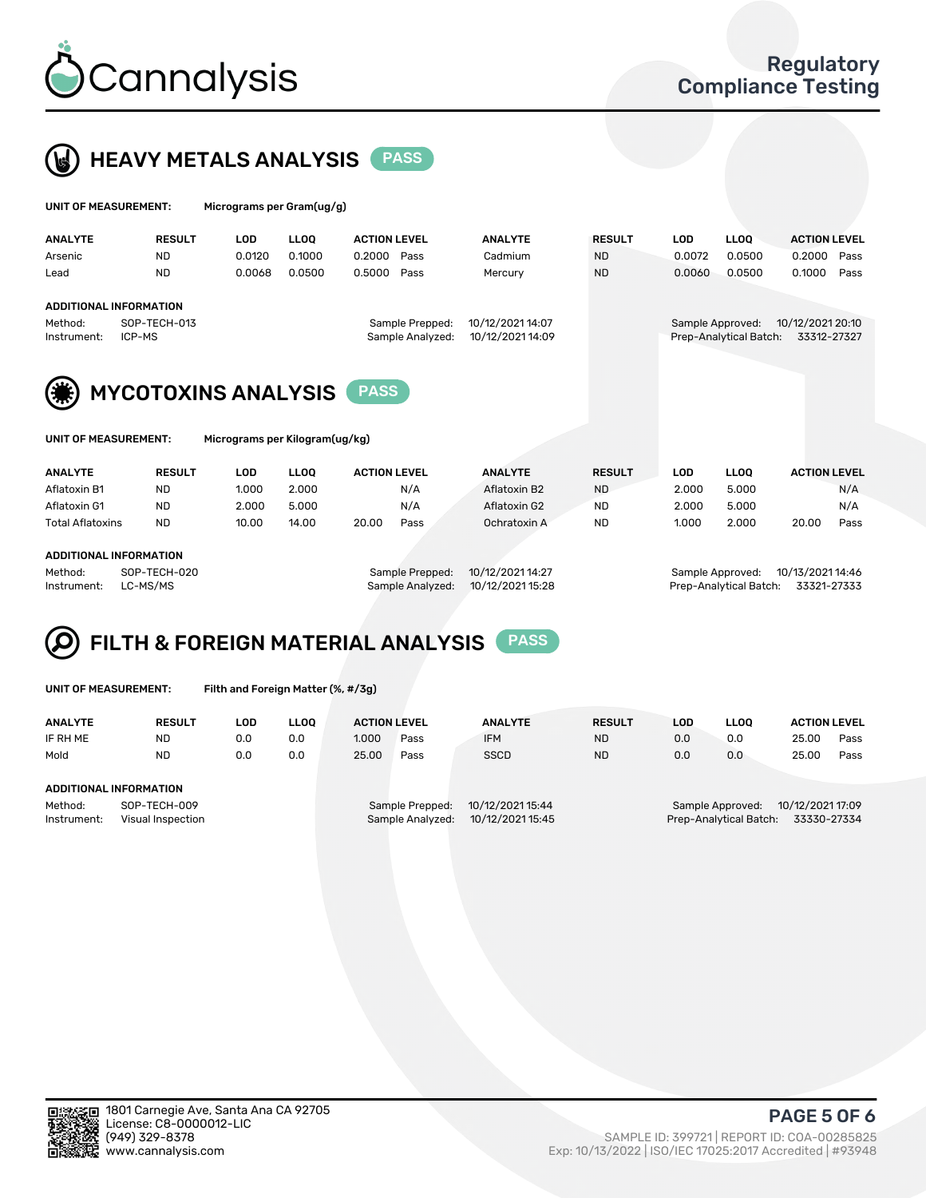# Cannalysis

Regulatory Compliance Testing

## HEAVY METALS ANALYSIS PASS

**UNIT OF MEASUREMENT:** Micrograms per Gram(ug/g)

| ANALYTE | RESULT | LOD | LLOQ | ACTION LEVEL | | ANALYTE | RESULT | LOD | LLOQ | ACTION LEVEL | |
|---|---|---|---|---|---|---|---|---|---|---|---|
| Arsenic | ND | 0.0120 | 0.1000 | 0.2000 | Pass | Cadmium | ND | 0.0072 | 0.0500 | 0.2000 | Pass |
| Lead | ND | 0.0068 | 0.0500 | 0.5000 | Pass | Mercury | ND | 0.0060 | 0.0500 | 0.1000 | Pass |

**ADDITIONAL INFORMATION**

Method: SOP-TECH-013
Instrument: ICP-MS
Sample Prepped: 10/12/2021 14:07
Sample Analyzed: 10/12/2021 14:09
Sample Approved: 10/12/2021 20:10
Prep-Analytical Batch: 33312-27327

## MYCOTOXINS ANALYSIS PASS

**UNIT OF MEASUREMENT:** Micrograms per Kilogram(ug/kg)

| ANALYTE | RESULT | LOD | LLOQ | ACTION LEVEL | | ANALYTE | RESULT | LOD | LLOQ | ACTION LEVEL | |
|---|---|---|---|---|---|---|---|---|---|---|---|
| Aflatoxin B1 | ND | 1.000 | 2.000 | | N/A | Aflatoxin B2 | ND | 2.000 | 5.000 | | N/A |
| Aflatoxin G1 | ND | 2.000 | 5.000 | | N/A | Aflatoxin G2 | ND | 2.000 | 5.000 | | N/A |
| Total Aflatoxins | ND | 10.00 | 14.00 | 20.00 | Pass | Ochratoxin A | ND | 1.000 | 2.000 | 20.00 | Pass |

**ADDITIONAL INFORMATION**

Method: SOP-TECH-020
Instrument: LC-MS/MS
Sample Prepped: 10/12/2021 14:27
Sample Analyzed: 10/12/2021 15:28
Sample Approved: 10/13/2021 14:46
Prep-Analytical Batch: 33321-27333

## FILTH & FOREIGN MATERIAL ANALYSIS PASS

**UNIT OF MEASUREMENT:** Filth and Foreign Matter (%, #/3g)

| ANALYTE | RESULT | LOD | LLOQ | ACTION LEVEL | | ANALYTE | RESULT | LOD | LLOQ | ACTION LEVEL | |
|---|---|---|---|---|---|---|---|---|---|---|---|
| IF RH ME | ND | 0.0 | 0.0 | 1.000 | Pass | IFM | ND | 0.0 | 0.0 | 25.00 | Pass |
| Mold | ND | 0.0 | 0.0 | 25.00 | Pass | SSCD | ND | 0.0 | 0.0 | 25.00 | Pass |

**ADDITIONAL INFORMATION**

Method: SOP-TECH-009
Instrument: Visual Inspection
Sample Prepped: 10/12/2021 15:44
Sample Analyzed: 10/12/2021 15:45
Sample Approved: 10/12/2021 17:09
Prep-Analytical Batch: 33330-27334

1801 Carnegie Ave, Santa Ana CA 92705
License: C8-0000012-LIC
(949) 329-8378
www.cannalysis.com

SAMPLE ID: 399721 | REPORT ID: COA-00285825
Exp: 10/13/2022 | ISO/IEC 17025:2017 Accredited | #93948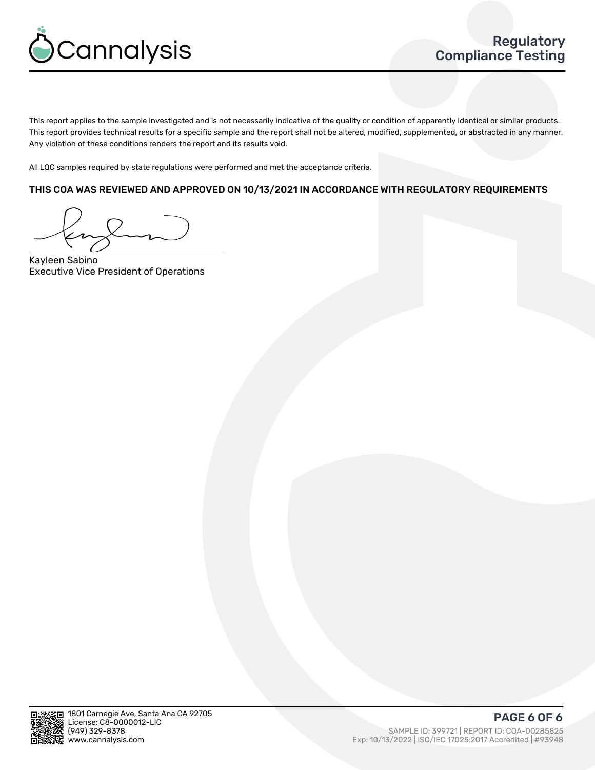This report applies to the sample investigated and is not necessarily indicative of the quality or condition of apparently identical or similar products. This report provides technical results for a specific sample and the report shall not be altered, modified, supplemented, or abstracted in any manner. Any violation of these conditions renders the report and its results void.

All LQC samples required by state regulations were performed and met the acceptance criteria.

**THIS COA WAS REVIEWED AND APPROVED ON 10/13/2021 IN ACCORDANCE WITH REGULATORY REQUIREMENTS**

Kayleen Sabino
Executive Vice President of Operations